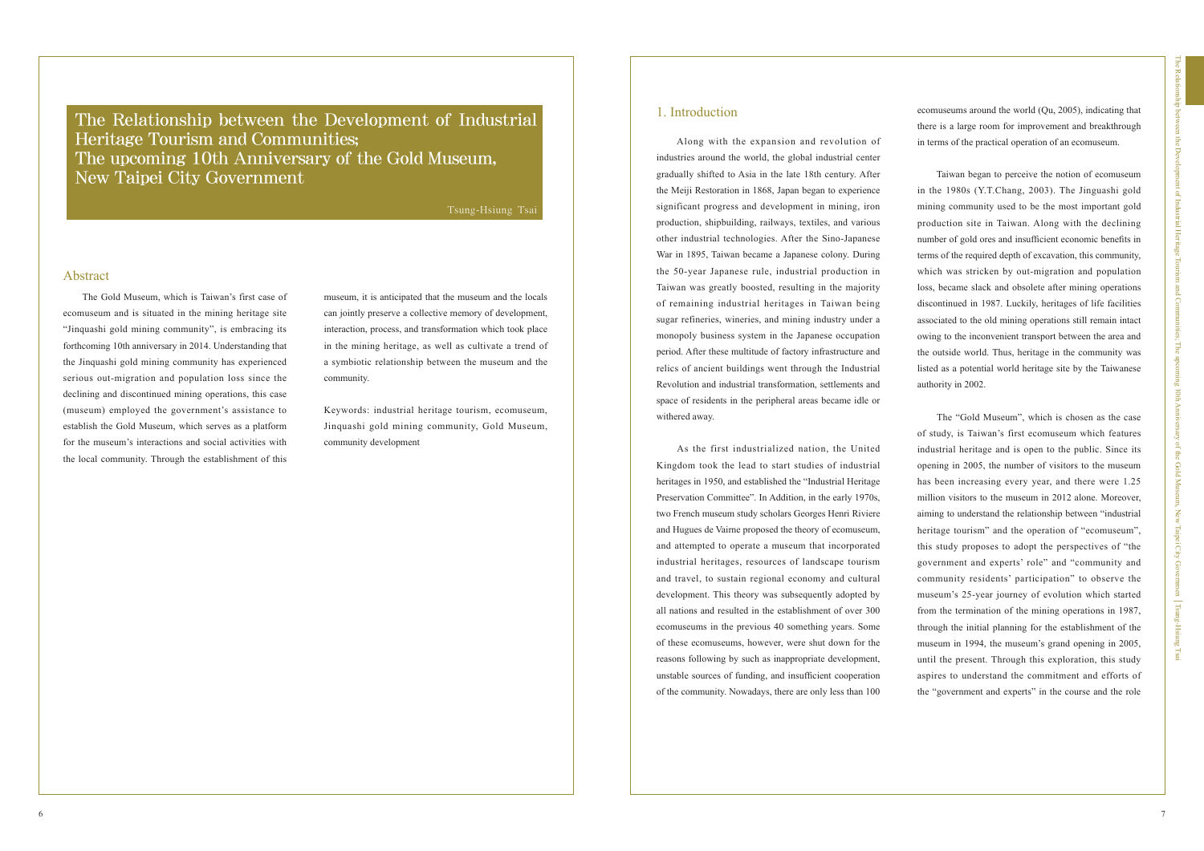# The Relationship between the Development of Industrial Heritage Tourism and Communities; The upcoming 10th Anniversary of the Gold Museum, New Taipei City Government

Tsung-Hsiung Tsai

## Abstract

The Gold Museum, which is Taiwan's first case of ecomuseum and is situated in the mining heritage site "Jinquashi gold mining community", is embracing its forthcoming 10th anniversary in 2014. Understanding that the Jinquashi gold mining community has experienced serious out-migration and population loss since the declining and discontinued mining operations, this case (museum) employed the government's assistance to establish the Gold Museum, which serves as a platform for the museum's interactions and social activities with the local community. Through the establishment of this museum, it is anticipated that the museum and the locals can jointly preserve a collective memory of development, interaction, process, and transformation which took place in the mining heritage, as well as cultivate a trend of a symbiotic relationship between the museum and the community.

Keywords: industrial heritage tourism, ecomuseum, Jinquashi gold mining community, Gold Museum, community development

## 1. Introduction

Along with the expansion and revolution of industries around the world, the global industrial center gradually shifted to Asia in the late 18th century. After the Meiji Restoration in 1868, Japan began to experience significant progress and development in mining, iron production, shipbuilding, railways, textiles, and various other industrial technologies. After the Sino-Japanese War in 1895, Taiwan became a Japanese colony. During the 50-year Japanese rule, industrial production in Taiwan was greatly boosted, resulting in the majority of remaining industrial heritages in Taiwan being sugar refineries, wineries, and mining industry under a monopoly business system in the Japanese occupation period. After these multitude of factory infrastructure and relics of ancient buildings went through the Industrial Revolution and industrial transformation, settlements and space of residents in the peripheral areas became idle or withered away.

As the first industrialized nation, the United Kingdom took the lead to start studies of industrial heritages in 1950, and established the "Industrial Heritage Preservation Committee". In Addition, in the early 1970s, two French museum study scholars Georges Henri Riviere and Hugues de Vairne proposed the theory of ecomuseum, and attempted to operate a museum that incorporated industrial heritages, resources of landscape tourism and travel, to sustain regional economy and cultural development. This theory was subsequently adopted by all nations and resulted in the establishment of over 300 ecomuseums in the previous 40 something years. Some of these ecomuseums, however, were shut down for the reasons following by such as inappropriate development, unstable sources of funding, and insufficient cooperation of the community. Nowadays, there are only less than 100 ecomuseums around the world (Qu, 2005), indicating that there is a large room for improvement and breakthrough in terms of the practical operation of an ecomuseum.

Taiwan began to perceive the notion of ecomuseum in the 1980s (Y.T.Chang, 2003). The Jinguashi gold mining community used to be the most important gold production site in Taiwan. Along with the declining number of gold ores and insufficient economic benefits in terms of the required depth of excavation, this community, which was stricken by out-migration and population loss, became slack and obsolete after mining operations discontinued in 1987. Luckily, heritages of life facilities associated to the old mining operations still remain intact owing to the inconvenient transport between the area and the outside world. Thus, heritage in the community was listed as a potential world heritage site by the Taiwanese authority in 2002.

The "Gold Museum", which is chosen as the case of study, is Taiwan's first ecomuseum which features industrial heritage and is open to the public. Since its opening in 2005, the number of visitors to the museum has been increasing every year, and there were 1.25 million visitors to the museum in 2012 alone. Moreover, aiming to understand the relationship between "industrial heritage tourism" and the operation of "ecomuseum", this study proposes to adopt the perspectives of "the government and experts' role" and "community and community residents' participation" to observe the museum's 25-year journey of evolution which started from the termination of the mining operations in 1987, through the initial planning for the establishment of the museum in 1994, the museum's grand opening in 2005, until the present. Through this exploration, this study aspires to understand the commitment and efforts of the "government and experts" in the course and the role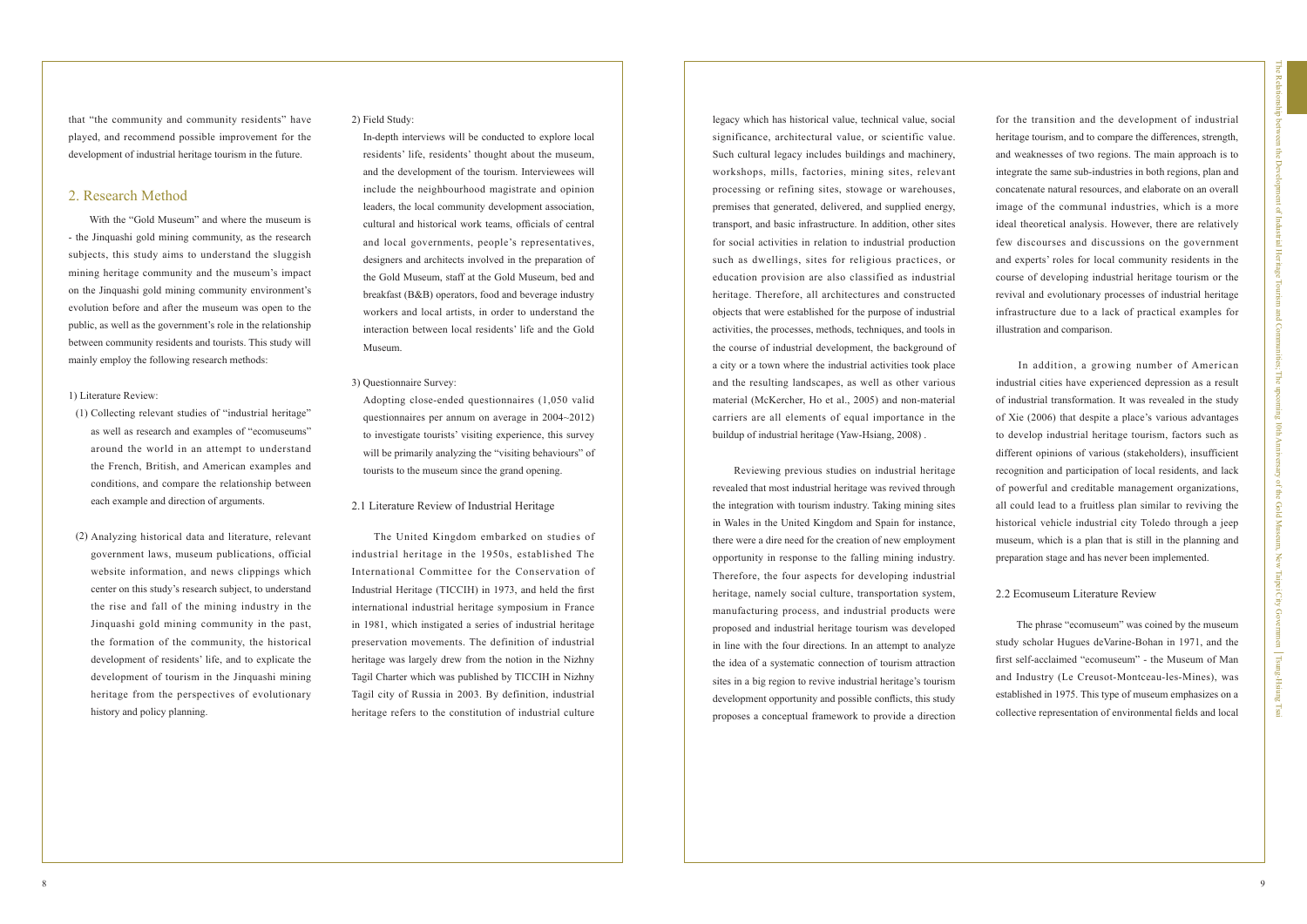that "the community and community residents" have played, and recommend possible improvement for the development of industrial heritage tourism in the future.

## 2. Research Method

With the "Gold Museum" and where the museum is - the Jinquashi gold mining community, as the research subjects, this study aims to understand the sluggish mining heritage community and the museum's impact on the Jinquashi gold mining community environment's evolution before and after the museum was open to the public, as well as the government's role in the relationship between community residents and tourists. This study will mainly employ the following research methods:

1) Literature Review:

(1) Collecting relevant studies of "industrial heritage" as well as research and examples of "ecomuseums" around the world in an attempt to understand the French, British, and American examples and conditions, and compare the relationship between each example and direction of arguments.

(2) Analyzing historical data and literature, relevant government laws, museum publications, official website information, and news clippings which center on this study's research subject, to understand the rise and fall of the mining industry in the Jinquashi gold mining community in the past, the formation of the community, the historical development of residents' life, and to explicate the development of tourism in the Jinquashi mining heritage from the perspectives of evolutionary history and policy planning.

2) Field Study:

In-depth interviews will be conducted to explore local residents' life, residents' thought about the museum, and the development of the tourism. Interviewees will include the neighbourhood magistrate and opinion leaders, the local community development association, cultural and historical work teams, officials of central and local governments, people's representatives, designers and architects involved in the preparation of the Gold Museum, staff at the Gold Museum, bed and breakfast (B&B) operators, food and beverage industry workers and local artists, in order to understand the interaction between local residents' life and the Gold Museum.

3) Questionnaire Survey:

Adopting close-ended questionnaires (1,050 valid questionnaires per annum on average in 2004~2012) to investigate tourists' visiting experience, this survey will be primarily analyzing the "visiting behaviours" of tourists to the museum since the grand opening.

### 2.1 Literature Review of Industrial Heritage

The United Kingdom embarked on studies of industrial heritage in the 1950s, established The International Committee for the Conservation of Industrial Heritage (TICCIH) in 1973, and held the first international industrial heritage symposium in France in 1981, which instigated a series of industrial heritage preservation movements. The definition of industrial heritage was largely drew from the notion in the Nizhny Tagil Charter which was published by TICCIH in Nizhny Tagil city of Russia in 2003. By definition, industrial heritage refers to the constitution of industrial culture legacy which has historical value, technical value, social significance, architectural value, or scientific value. Such cultural legacy includes buildings and machinery, workshops, mills, factories, mining sites, relevant processing or refining sites, stowage or warehouses, premises that generated, delivered, and supplied energy, transport, and basic infrastructure. In addition, other sites for social activities in relation to industrial production such as dwellings, sites for religious practices, or education provision are also classified as industrial heritage. Therefore, all architectures and constructed objects that were established for the purpose of industrial activities, the processes, methods, techniques, and tools in the course of industrial development, the background of a city or a town where the industrial activities took place and the resulting landscapes, as well as other various material (McKercher, Ho et al., 2005) and non-material carriers are all elements of equal importance in the buildup of industrial heritage (Yaw-Hsiang, 2008) .

Reviewing previous studies on industrial heritage revealed that most industrial heritage was revived through the integration with tourism industry. Taking mining sites in Wales in the United Kingdom and Spain for instance, there were a dire need for the creation of new employment opportunity in response to the falling mining industry. Therefore, the four aspects for developing industrial heritage, namely social culture, transportation system, manufacturing process, and industrial products were proposed and industrial heritage tourism was developed in line with the four directions. In an attempt to analyze the idea of a systematic connection of tourism attraction sites in a big region to revive industrial heritage's tourism development opportunity and possible conflicts, this study proposes a conceptual framework to provide a direction for the transition and the development of industrial heritage tourism, and to compare the differences, strength, and weaknesses of two regions. The main approach is to integrate the same sub-industries in both regions, plan and concatenate natural resources, and elaborate on an overall image of the communal industries, which is a more ideal theoretical analysis. However, there are relatively few discourses and discussions on the government and experts' roles for local community residents in the course of developing industrial heritage tourism or the revival and evolutionary processes of industrial heritage infrastructure due to a lack of practical examples for illustration and comparison.

In addition, a growing number of American industrial cities have experienced depression as a result of industrial transformation. It was revealed in the study of Xie (2006) that despite a place's various advantages to develop industrial heritage tourism, factors such as different opinions of various (stakeholders), insufficient recognition and participation of local residents, and lack of powerful and creditable management organizations, all could lead to a fruitless plan similar to reviving the historical vehicle industrial city Toledo through a jeep museum, which is a plan that is still in the planning and preparation stage and has never been implemented.

### 2.2 Ecomuseum Literature Review

The phrase "ecomuseum" was coined by the museum study scholar Hugues deVarine-Bohan in 1971, and the first self-acclaimed "ecomuseum" - the Museum of Man and Industry (Le Creusot-Montceau-les-Mines), was established in 1975. This type of museum emphasizes on a collective representation of environmental fields and local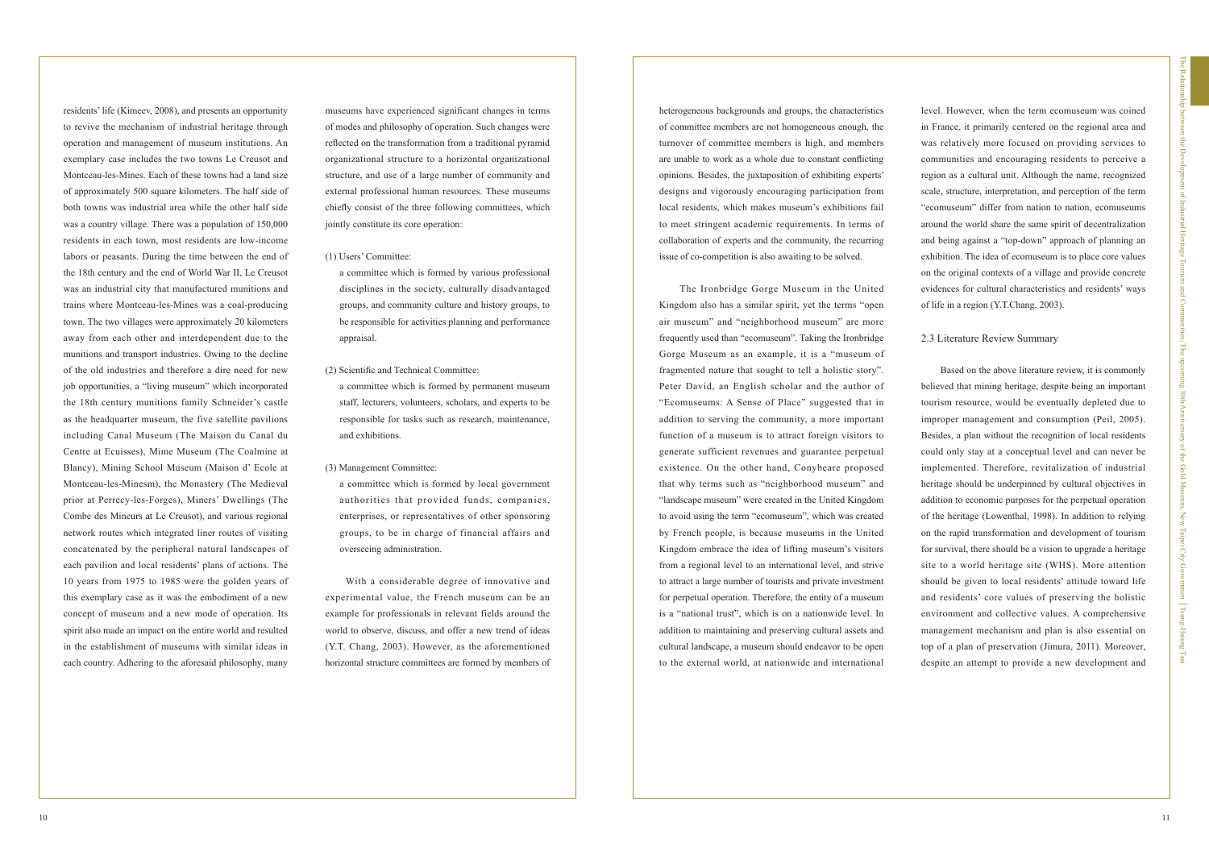residents' life (Kimeev, 2008), and presents an opportunity to revive the mechanism of industrial heritage through operation and management of museum institutions. An exemplary case includes the two towns Le Creusot and Montceau-les-Mines. Each of these towns had a land size of approximately 500 square kilometers. The half side of both towns was industrial area while the other half side was a country village. There was a population of 150,000 residents in each town, most residents are low-income labors or peasants. During the time between the end of the 18th century and the end of World War II, Le Creusot was an industrial city that manufactured munitions and trains where Montceau-les-Mines was a coal-producing town. The two villages were approximately 20 kilometers away from each other and interdependent due to the munitions and transport industries. Owing to the decline of the old industries and therefore a dire need for new job opportunities, a "living museum" which incorporated the 18th century munitions family Schneider's castle as the headquarter museum, the five satellite pavilions including Canal Museum (The Maison du Canal du Centre at Ecuisses), Mime Museum (The Coalmine at Blancy), Mining School Museum (Maison d' Ecole at Montceau-les-Minesm), the Monastery (The Medieval prior at Perrecy-les-Forges), Miners' Dwellings (The Combe des Mineurs at Le Creusot), and various regional network routes which integrated liner routes of visiting concatenated by the peripheral natural landscapes of each pavilion and local residents' plans of actions. The 10 years from 1975 to 1985 were the golden years of this exemplary case as it was the embodiment of a new concept of museum and a new mode of operation. Its spirit also made an impact on the entire world and resulted in the establishment of museums with similar ideas in each country. Adhering to the aforesaid philosophy, many museums have experienced significant changes in terms of modes and philosophy of operation. Such changes were reflected on the transformation from a traditional pyramid organizational structure to a horizontal organizational structure, and use of a large number of community and external professional human resources. These museums chiefly consist of the three following committees, which jointly constitute its core operation:

(1) Users' Committee:

a committee which is formed by various professional disciplines in the society, culturally disadvantaged groups, and community culture and history groups, to be responsible for activities planning and performance appraisal.

(2) Scientific and Technical Committee:

a committee which is formed by permanent museum staff, lecturers, volunteers, scholars, and experts to be responsible for tasks such as research, maintenance, and exhibitions.

(3) Management Committee:

a committee which is formed by local government authorities that provided funds, companies, enterprises, or representatives of other sponsoring groups, to be in charge of financial affairs and overseeing administration.

With a considerable degree of innovative and experimental value, the French museum can be an example for professionals in relevant fields around the world to observe, discuss, and offer a new trend of ideas (Y.T. Chang, 2003). However, as the aforementioned horizontal structure committees are formed by members of heterogeneous backgrounds and groups, the characteristics of committee members are not homogeneous enough, the turnover of committee members is high, and members are unable to work as a whole due to constant conflicting opinions. Besides, the juxtaposition of exhibiting experts' designs and vigorously encouraging participation from local residents, which makes museum's exhibitions fail to meet stringent academic requirements. In terms of collaboration of experts and the community, the recurring issue of co-competition is also awaiting to be solved.

The Ironbridge Gorge Museum in the United Kingdom also has a similar spirit, yet the terms "open air museum" and "neighborhood museum" are more frequently used than "ecomuseum". Taking the Ironbridge Gorge Museum as an example, it is a "museum of fragmented nature that sought to tell a holistic story". Peter David, an English scholar and the author of "Ecomuseums: A Sense of Place" suggested that in addition to serving the community, a more important function of a museum is to attract foreign visitors to generate sufficient revenues and guarantee perpetual existence. On the other hand, Conybeare proposed that why terms such as "neighborhood museum" and "landscape museum" were created in the United Kingdom to avoid using the term "ecomuseum", which was created by French people, is because museums in the United Kingdom embrace the idea of lifting museum's visitors from a regional level to an international level, and strive to attract a large number of tourists and private investment for perpetual operation. Therefore, the entity of a museum is a "national trust", which is on a nationwide level. In addition to maintaining and preserving cultural assets and cultural landscape, a museum should endeavor to be open to the external world, at nationwide and international level. However, when the term ecomuseum was coined in France, it primarily centered on the regional area and was relatively more focused on providing services to communities and encouraging residents to perceive a region as a cultural unit. Although the name, recognized scale, structure, interpretation, and perception of the term "ecomuseum" differ from nation to nation, ecomuseums around the world share the same spirit of decentralization and being against a "top-down" approach of planning an exhibition. The idea of ecomuseum is to place core values on the original contexts of a village and provide concrete evidences for cultural characteristics and residents' ways of life in a region (Y.T.Chang, 2003).

## 2.3 Literature Review Summary

Based on the above literature review, it is commonly believed that mining heritage, despite being an important tourism resource, would be eventually depleted due to improper management and consumption (Peil, 2005). Besides, a plan without the recognition of local residents could only stay at a conceptual level and can never be implemented. Therefore, revitalization of industrial heritage should be underpinned by cultural objectives in addition to economic purposes for the perpetual operation of the heritage (Lowenthal, 1998). In addition to relying on the rapid transformation and development of tourism for survival, there should be a vision to upgrade a heritage site to a world heritage site (WHS). More attention should be given to local residents' attitude toward life and residents' core values of preserving the holistic environment and collective values. A comprehensive management mechanism and plan is also essential on top of a plan of preservation (Jimura, 2011). Moreover, despite an attempt to provide a new development and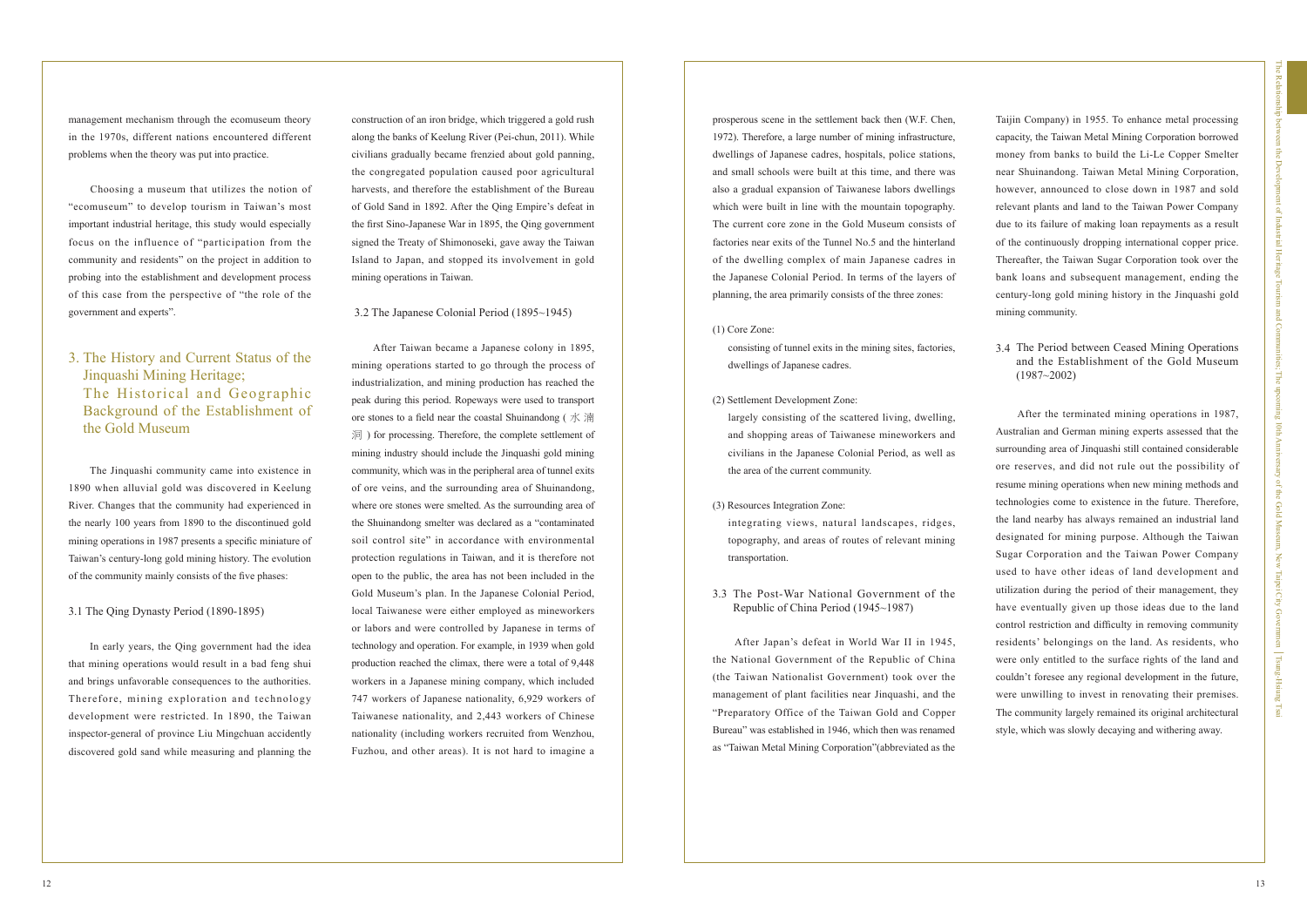management mechanism through the ecomuseum theory in the 1970s, different nations encountered different problems when the theory was put into practice.

Choosing a museum that utilizes the notion of "ecomuseum" to develop tourism in Taiwan's most important industrial heritage, this study would especially focus on the influence of "participation from the community and residents" on the project in addition to probing into the establishment and development process of this case from the perspective of "the role of the government and experts".

## 3. The History and Current Status of the Jinquashi Mining Heritage; The Historical and Geographic Background of the Establishment of the Gold Museum

The Jinquashi community came into existence in 1890 when alluvial gold was discovered in Keelung River. Changes that the community had experienced in the nearly 100 years from 1890 to the discontinued gold mining operations in 1987 presents a specific miniature of Taiwan's century-long gold mining history. The evolution of the community mainly consists of the five phases:

### 3.1 The Qing Dynasty Period (1890-1895)

In early years, the Qing government had the idea that mining operations would result in a bad feng shui and brings unfavorable consequences to the authorities. Therefore, mining exploration and technology development were restricted. In 1890, the Taiwan inspector-general of province Liu Mingchuan accidently discovered gold sand while measuring and planning the construction of an iron bridge, which triggered a gold rush along the banks of Keelung River (Pei-chun, 2011). While civilians gradually became frenzied about gold panning, the congregated population caused poor agricultural harvests, and therefore the establishment of the Bureau of Gold Sand in 1892. After the Qing Empire's defeat in the first Sino-Japanese War in 1895, the Qing government signed the Treaty of Shimonoseki, gave away the Taiwan Island to Japan, and stopped its involvement in gold mining operations in Taiwan.

### 3.2 The Japanese Colonial Period (1895~1945)

After Taiwan became a Japanese colony in 1895, mining operations started to go through the process of industrialization, and mining production has reached the peak during this period. Ropeways were used to transport ore stones to a field near the coastal Shuinandong (水湳洞) for processing. Therefore, the complete settlement of mining industry should include the Jinquashi gold mining community, which was in the peripheral area of tunnel exits of ore veins, and the surrounding area of Shuinandong, where ore stones were smelted. As the surrounding area of the Shuinandong smelter was declared as a "contaminated soil control site" in accordance with environmental protection regulations in Taiwan, and it is therefore not open to the public, the area has not been included in the Gold Museum's plan. In the Japanese Colonial Period, local Taiwanese were either employed as mineworkers or labors and were controlled by Japanese in terms of technology and operation. For example, in 1939 when gold production reached the climax, there were a total of 9,448 workers in a Japanese mining company, which included 747 workers of Japanese nationality, 6,929 workers of Taiwanese nationality, and 2,443 workers of Chinese nationality (including workers recruited from Wenzhou, Fuzhou, and other areas). It is not hard to imagine a prosperous scene in the settlement back then (W.F. Chen, 1972). Therefore, a large number of mining infrastructure, dwellings of Japanese cadres, hospitals, police stations, and small schools were built at this time, and there was also a gradual expansion of Taiwanese labors dwellings which were built in line with the mountain topography. The current core zone in the Gold Museum consists of factories near exits of the Tunnel No.5 and the hinterland of the dwelling complex of main Japanese cadres in the Japanese Colonial Period. In terms of the layers of planning, the area primarily consists of the three zones:

(1) Core Zone:
consisting of tunnel exits in the mining sites, factories, dwellings of Japanese cadres.

(2) Settlement Development Zone:
largely consisting of the scattered living, dwelling, and shopping areas of Taiwanese mineworkers and civilians in the Japanese Colonial Period, as well as the area of the current community.

(3) Resources Integration Zone:
integrating views, natural landscapes, ridges, topography, and areas of routes of relevant mining transportation.

### 3.3 The Post-War National Government of the Republic of China Period (1945~1987)

After Japan's defeat in World War II in 1945, the National Government of the Republic of China (the Taiwan Nationalist Government) took over the management of plant facilities near Jinquashi, and the "Preparatory Office of the Taiwan Gold and Copper Bureau" was established in 1946, which then was renamed as "Taiwan Metal Mining Corporation"(abbreviated as the Taijin Company) in 1955. To enhance metal processing capacity, the Taiwan Metal Mining Corporation borrowed money from banks to build the Li-Le Copper Smelter near Shuinandong. Taiwan Metal Mining Corporation, however, announced to close down in 1987 and sold relevant plants and land to the Taiwan Power Company due to its failure of making loan repayments as a result of the continuously dropping international copper price. Thereafter, the Taiwan Sugar Corporation took over the bank loans and subsequent management, ending the century-long gold mining history in the Jinquashi gold mining community.

### 3.4 The Period between Ceased Mining Operations and the Establishment of the Gold Museum (1987~2002)

After the terminated mining operations in 1987, Australian and German mining experts assessed that the surrounding area of Jinquashi still contained considerable ore reserves, and did not rule out the possibility of resume mining operations when new mining methods and technologies come to existence in the future. Therefore, the land nearby has always remained an industrial land designated for mining purpose. Although the Taiwan Sugar Corporation and the Taiwan Power Company used to have other ideas of land development and utilization during the period of their management, they have eventually given up those ideas due to the land control restriction and difficulty in removing community residents' belongings on the land. As residents, who were only entitled to the surface rights of the land and couldn't foresee any regional development in the future, were unwilling to invest in renovating their premises. The community largely remained its original architectural style, which was slowly decaying and withering away.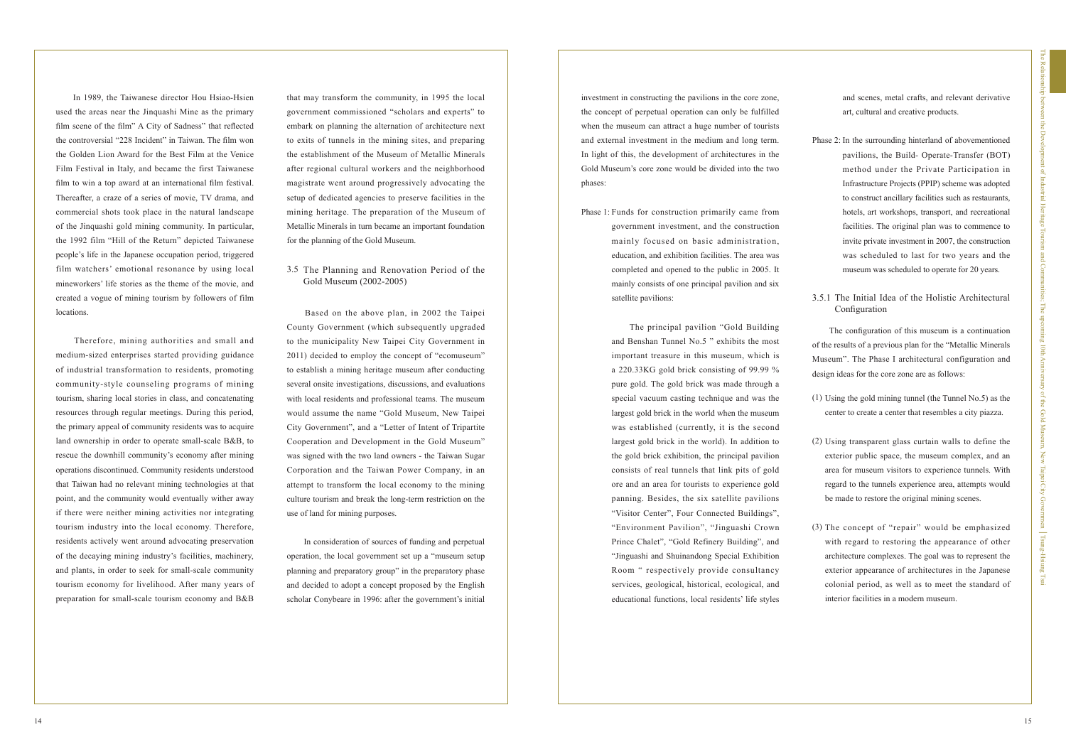In 1989, the Taiwanese director Hou Hsiao-Hsien used the areas near the Jinquashi Mine as the primary film scene of the film" A City of Sadness" that reflected the controversial "228 Incident" in Taiwan. The film won the Golden Lion Award for the Best Film at the Venice Film Festival in Italy, and became the first Taiwanese film to win a top award at an international film festival. Thereafter, a craze of a series of movie, TV drama, and commercial shots took place in the natural landscape of the Jinquashi gold mining community. In particular, the 1992 film "Hill of the Return" depicted Taiwanese people's life in the Japanese occupation period, triggered film watchers' emotional resonance by using local mineworkers' life stories as the theme of the movie, and created a vogue of mining tourism by followers of film locations.

Therefore, mining authorities and small and medium-sized enterprises started providing guidance of industrial transformation to residents, promoting community-style counseling programs of mining tourism, sharing local stories in class, and concatenating resources through regular meetings. During this period, the primary appeal of community residents was to acquire land ownership in order to operate small-scale B&B, to rescue the downhill community's economy after mining operations discontinued. Community residents understood that Taiwan had no relevant mining technologies at that point, and the community would eventually wither away if there were neither mining activities nor integrating tourism industry into the local economy. Therefore, residents actively went around advocating preservation of the decaying mining industry's facilities, machinery, and plants, in order to seek for small-scale community tourism economy for livelihood. After many years of preparation for small-scale tourism economy and B&B that may transform the community, in 1995 the local government commissioned "scholars and experts" to embark on planning the alternation of architecture next to exits of tunnels in the mining sites, and preparing the establishment of the Museum of Metallic Minerals after regional cultural workers and the neighborhood magistrate went around progressively advocating the setup of dedicated agencies to preserve facilities in the mining heritage. The preparation of the Museum of Metallic Minerals in turn became an important foundation for the planning of the Gold Museum.

### 3.5 The Planning and Renovation Period of the Gold Museum (2002-2005)

Based on the above plan, in 2002 the Taipei County Government (which subsequently upgraded to the municipality New Taipei City Government in 2011) decided to employ the concept of "ecomuseum" to establish a mining heritage museum after conducting several onsite investigations, discussions, and evaluations with local residents and professional teams. The museum would assume the name "Gold Museum, New Taipei City Government", and a "Letter of Intent of Tripartite Cooperation and Development in the Gold Museum" was signed with the two land owners - the Taiwan Sugar Corporation and the Taiwan Power Company, in an attempt to transform the local economy to the mining culture tourism and break the long-term restriction on the use of land for mining purposes.

In consideration of sources of funding and perpetual operation, the local government set up a "museum setup planning and preparatory group" in the preparatory phase and decided to adopt a concept proposed by the English scholar Conybeare in 1996: after the government's initial investment in constructing the pavilions in the core zone, the concept of perpetual operation can only be fulfilled when the museum can attract a huge number of tourists and external investment in the medium and long term. In light of this, the development of architectures in the Gold Museum's core zone would be divided into the two phases:

Phase 1: Funds for construction primarily came from government investment, and the construction mainly focused on basic administration, education, and exhibition facilities. The area was completed and opened to the public in 2005. It mainly consists of one principal pavilion and six satellite pavilions:

The principal pavilion "Gold Building and Benshan Tunnel No.5 " exhibits the most important treasure in this museum, which is a 220.33KG gold brick consisting of 99.99 % pure gold. The gold brick was made through a special vacuum casting technique and was the largest gold brick in the world when the museum was established (currently, it is the second largest gold brick in the world). In addition to the gold brick exhibition, the principal pavilion consists of real tunnels that link pits of gold ore and an area for tourists to experience gold panning. Besides, the six satellite pavilions "Visitor Center", Four Connected Buildings", "Environment Pavilion", "Jinguashi Crown Prince Chalet", "Gold Refinery Building", and "Jinguashi and Shuinandong Special Exhibition Room " respectively provide consultancy services, geological, historical, ecological, and educational functions, local residents' life styles and scenes, metal crafts, and relevant derivative art, cultural and creative products.

Phase 2: In the surrounding hinterland of abovementioned pavilions, the Build- Operate-Transfer (BOT) method under the Private Participation in Infrastructure Projects (PPIP) scheme was adopted to construct ancillary facilities such as restaurants, hotels, art workshops, transport, and recreational facilities. The original plan was to commence to invite private investment in 2007, the construction was scheduled to last for two years and the museum was scheduled to operate for 20 years.

#### 3.5.1 The Initial Idea of the Holistic Architectural Configuration

The configuration of this museum is a continuation of the results of a previous plan for the "Metallic Minerals Museum". The Phase I architectural configuration and design ideas for the core zone are as follows:

(1) Using the gold mining tunnel (the Tunnel No.5) as the center to create a center that resembles a city piazza.

(2) Using transparent glass curtain walls to define the exterior public space, the museum complex, and an area for museum visitors to experience tunnels. With regard to the tunnels experience area, attempts would be made to restore the original mining scenes.

(3) The concept of "repair" would be emphasized with regard to restoring the appearance of other architecture complexes. The goal was to represent the exterior appearance of architectures in the Japanese colonial period, as well as to meet the standard of interior facilities in a modern museum.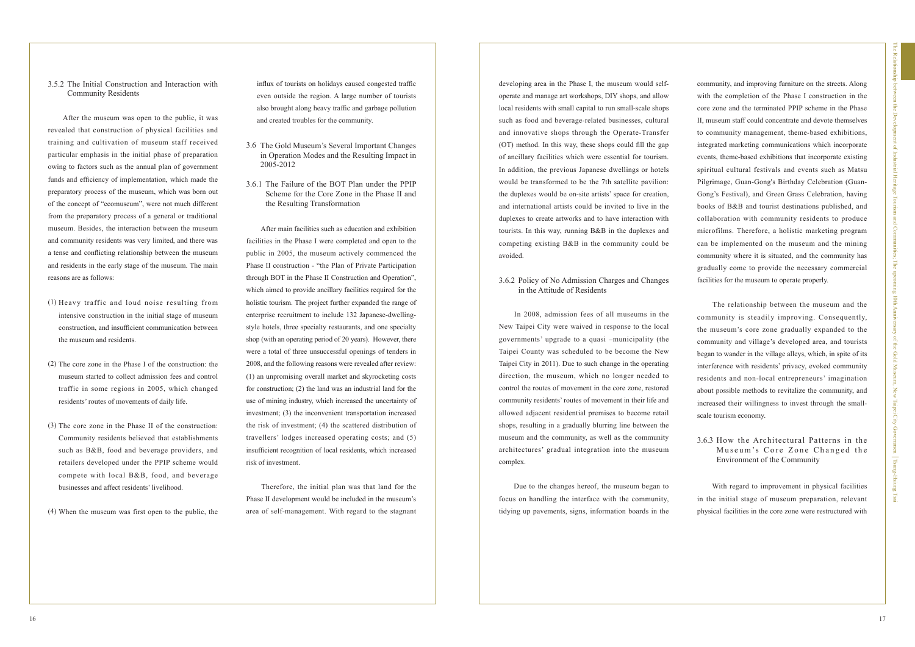### 3.5.2 The Initial Construction and Interaction with Community Residents

After the museum was open to the public, it was revealed that construction of physical facilities and training and cultivation of museum staff received particular emphasis in the initial phase of preparation owing to factors such as the annual plan of government funds and efficiency of implementation, which made the preparatory process of the museum, which was born out of the concept of "ecomuseum", were not much different from the preparatory process of a general or traditional museum. Besides, the interaction between the museum and community residents was very limited, and there was a tense and conflicting relationship between the museum and residents in the early stage of the museum. The main reasons are as follows:

(1) Heavy traffic and loud noise resulting from intensive construction in the initial stage of museum construction, and insufficient communication between the museum and residents.

(2) The core zone in the Phase I of the construction: the museum started to collect admission fees and control traffic in some regions in 2005, which changed residents' routes of movements of daily life.

(3) The core zone in the Phase II of the construction: Community residents believed that establishments such as B&B, food and beverage providers, and retailers developed under the PPIP scheme would compete with local B&B, food, and beverage businesses and affect residents' livelihood.

(4) When the museum was first open to the public, the influx of tourists on holidays caused congested traffic even outside the region. A large number of tourists also brought along heavy traffic and garbage pollution and created troubles for the community.

## 3.6 The Gold Museum's Several Important Changes in Operation Modes and the Resulting Impact in 2005-2012

### 3.6.1 The Failure of the BOT Plan under the PPIP Scheme for the Core Zone in the Phase II and the Resulting Transformation

After main facilities such as education and exhibition facilities in the Phase I were completed and open to the public in 2005, the museum actively commenced the Phase II construction - "the Plan of Private Participation through BOT in the Phase II Construction and Operation", which aimed to provide ancillary facilities required for the holistic tourism. The project further expanded the range of enterprise recruitment to include 132 Japanese-dwelling-style hotels, three specialty restaurants, and one specialty shop (with an operating period of 20 years). However, there were a total of three unsuccessful openings of tenders in 2008, and the following reasons were revealed after review: (1) an unpromising overall market and skyrocketing costs for construction; (2) the land was an industrial land for the use of mining industry, which increased the uncertainty of investment; (3) the inconvenient transportation increased the risk of investment; (4) the scattered distribution of travellers' lodges increased operating costs; and (5) insufficient recognition of local residents, which increased risk of investment.

Therefore, the initial plan was that land for the Phase II development would be included in the museum's area of self-management. With regard to the stagnant developing area in the Phase I, the museum would self-operate and manage art workshops, DIY shops, and allow local residents with small capital to run small-scale shops such as food and beverage-related businesses, cultural and innovative shops through the Operate-Transfer (OT) method. In this way, these shops could fill the gap of ancillary facilities which were essential for tourism. In addition, the previous Japanese dwellings or hotels would be transformed to be the 7th satellite pavilion: the duplexes would be on-site artists' space for creation, and international artists could be invited to live in the duplexes to create artworks and to have interaction with tourists. In this way, running B&B in the duplexes and competing existing B&B in the community could be avoided.

### 3.6.2 Policy of No Admission Charges and Changes in the Attitude of Residents

In 2008, admission fees of all museums in the New Taipei City were waived in response to the local governments' upgrade to a quasi –municipality (the Taipei County was scheduled to become the New Taipei City in 2011). Due to such change in the operating direction, the museum, which no longer needed to control the routes of movement in the core zone, restored community residents' routes of movement in their life and allowed adjacent residential premises to become retail shops, resulting in a gradually blurring line between the museum and the community, as well as the community architectures' gradual integration into the museum complex.

Due to the changes hereof, the museum began to focus on handling the interface with the community, tidying up pavements, signs, information boards in the community, and improving furniture on the streets. Along with the completion of the Phase I construction in the core zone and the terminated PPIP scheme in the Phase II, museum staff could concentrate and devote themselves to community management, theme-based exhibitions, integrated marketing communications which incorporate events, theme-based exhibitions that incorporate existing spiritual cultural festivals and events such as Matsu Pilgrimage, Guan-Gong's Birthday Celebration (Guan-Gong's Festival), and Green Grass Celebration, having books of B&B and tourist destinations published, and collaboration with community residents to produce microfilms. Therefore, a holistic marketing program can be implemented on the museum and the mining community where it is situated, and the community has gradually come to provide the necessary commercial facilities for the museum to operate properly.

The relationship between the museum and the community is steadily improving. Consequently, the museum's core zone gradually expanded to the community and village's developed area, and tourists began to wander in the village alleys, which, in spite of its interference with residents' privacy, evoked community residents and non-local entrepreneurs' imagination about possible methods to revitalize the community, and increased their willingness to invest through the small-scale tourism economy.

### 3.6.3 How the Architectural Patterns in the Museum's Core Zone Changed the Environment of the Community

With regard to improvement in physical facilities in the initial stage of museum preparation, relevant physical facilities in the core zone were restructured with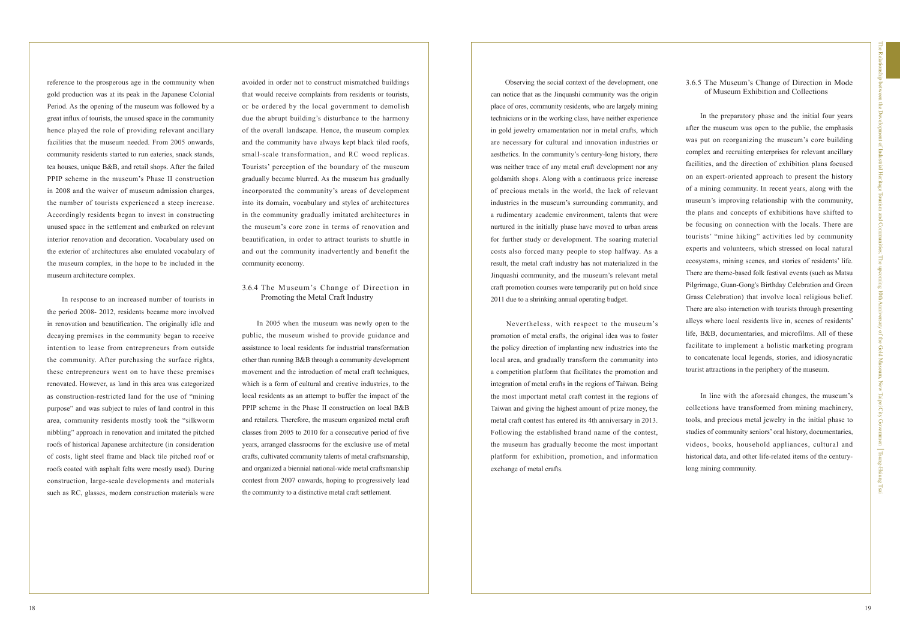reference to the prosperous age in the community when gold production was at its peak in the Japanese Colonial Period. As the opening of the museum was followed by a great influx of tourists, the unused space in the community hence played the role of providing relevant ancillary facilities that the museum needed. From 2005 onwards, community residents started to run eateries, snack stands, tea houses, unique B&B, and retail shops. After the failed PPIP scheme in the museum's Phase II construction in 2008 and the waiver of museum admission charges, the number of tourists experienced a steep increase. Accordingly residents began to invest in constructing unused space in the settlement and embarked on relevant interior renovation and decoration. Vocabulary used on the exterior of architectures also emulated vocabulary of the museum complex, in the hope to be included in the museum architecture complex.

In response to an increased number of tourists in the period 2008- 2012, residents became more involved in renovation and beautification. The originally idle and decaying premises in the community began to receive intention to lease from entrepreneurs from outside the community. After purchasing the surface rights, these entrepreneurs went on to have these premises renovated. However, as land in this area was categorized as construction-restricted land for the use of "mining purpose" and was subject to rules of land control in this area, community residents mostly took the "silkworm nibbling" approach in renovation and imitated the pitched roofs of historical Japanese architecture (in consideration of costs, light steel frame and black tile pitched roof or roofs coated with asphalt felts were mostly used). During construction, large-scale developments and materials such as RC, glasses, modern construction materials were avoided in order not to construct mismatched buildings that would receive complaints from residents or tourists, or be ordered by the local government to demolish due the abrupt building's disturbance to the harmony of the overall landscape. Hence, the museum complex and the community have always kept black tiled roofs, small-scale transformation, and RC wood replicas. Tourists' perception of the boundary of the museum gradually became blurred. As the museum has gradually incorporated the community's areas of development into its domain, vocabulary and styles of architectures in the community gradually imitated architectures in the museum's core zone in terms of renovation and beautification, in order to attract tourists to shuttle in and out the community inadvertently and benefit the community economy.

### 3.6.4 The Museum's Change of Direction in Promoting the Metal Craft Industry

In 2005 when the museum was newly open to the public, the museum wished to provide guidance and assistance to local residents for industrial transformation other than running B&B through a community development movement and the introduction of metal craft techniques, which is a form of cultural and creative industries, to the local residents as an attempt to buffer the impact of the PPIP scheme in the Phase II construction on local B&B and retailers. Therefore, the museum organized metal craft classes from 2005 to 2010 for a consecutive period of five years, arranged classrooms for the exclusive use of metal crafts, cultivated community talents of metal craftsmanship, and organized a biennial national-wide metal craftsmanship contest from 2007 onwards, hoping to progressively lead the community to a distinctive metal craft settlement.

Observing the social context of the development, one can notice that as the Jinquashi community was the origin place of ores, community residents, who are largely mining technicians or in the working class, have neither experience in gold jewelry ornamentation nor in metal crafts, which are necessary for cultural and innovation industries or aesthetics. In the community's century-long history, there was neither trace of any metal craft development nor any goldsmith shops. Along with a continuous price increase of precious metals in the world, the lack of relevant industries in the museum's surrounding community, and a rudimentary academic environment, talents that were nurtured in the initially phase have moved to urban areas for further study or development. The soaring material costs also forced many people to stop halfway. As a result, the metal craft industry has not materialized in the Jinquashi community, and the museum's relevant metal craft promotion courses were temporarily put on hold since 2011 due to a shrinking annual operating budget.

Nevertheless, with respect to the museum's promotion of metal crafts, the original idea was to foster the policy direction of implanting new industries into the local area, and gradually transform the community into a competition platform that facilitates the promotion and integration of metal crafts in the regions of Taiwan. Being the most important metal craft contest in the regions of Taiwan and giving the highest amount of prize money, the metal craft contest has entered its 4th anniversary in 2013. Following the established brand name of the contest, the museum has gradually become the most important platform for exhibition, promotion, and information exchange of metal crafts.

### 3.6.5 The Museum's Change of Direction in Mode of Museum Exhibition and Collections

In the preparatory phase and the initial four years after the museum was open to the public, the emphasis was put on reorganizing the museum's core building complex and recruiting enterprises for relevant ancillary facilities, and the direction of exhibition plans focused on an expert-oriented approach to present the history of a mining community. In recent years, along with the museum's improving relationship with the community, the plans and concepts of exhibitions have shifted to be focusing on connection with the locals. There are tourists' "mine hiking" activities led by community experts and volunteers, which stressed on local natural ecosystems, mining scenes, and stories of residents' life. There are theme-based folk festival events (such as Matsu Pilgrimage, Guan-Gong's Birthday Celebration and Green Grass Celebration) that involve local religious belief. There are also interaction with tourists through presenting alleys where local residents live in, scenes of residents' life, B&B, documentaries, and microfilms. All of these facilitate to implement a holistic marketing program to concatenate local legends, stories, and idiosyncratic tourist attractions in the periphery of the museum.

In line with the aforesaid changes, the museum's collections have transformed from mining machinery, tools, and precious metal jewelry in the initial phase to studies of community seniors' oral history, documentaries, videos, books, household appliances, cultural and historical data, and other life-related items of the century-long mining community.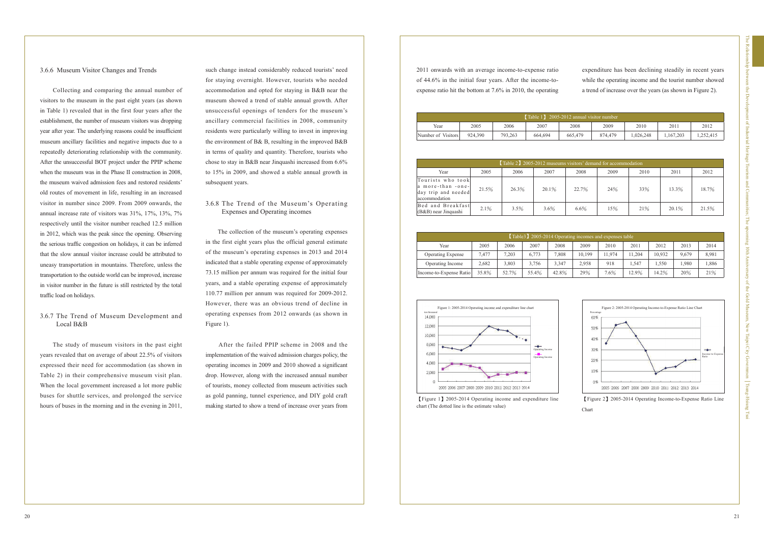### 3.6.6 Museum Visitor Changes and Trends

Collecting and comparing the annual number of visitors to the museum in the past eight years (as shown in Table 1) revealed that in the first four years after the establishment, the number of museum visitors was dropping year after year. The underlying reasons could be insufficient museum ancillary facilities and negative impacts due to a repeatedly deteriorating relationship with the community. After the unsuccessful BOT project under the PPIP scheme when the museum was in the Phase II construction in 2008, the museum waived admission fees and restored residents' old routes of movement in life, resulting in an increased visitor in number since 2009. From 2009 onwards, the annual increase rate of visitors was 31%, 17%, 13%, 7% respectively until the visitor number reached 12.5 million in 2012, which was the peak since the opening. Observing the serious traffic congestion on holidays, it can be inferred that the slow annual visitor increase could be attributed to uneasy transportation in mountains. Therefore, unless the transportation to the outside world can be improved, increase in visitor number in the future is still restricted by the total traffic load on holidays.

### 3.6.7 The Trend of Museum Development and Local B&B

The study of museum visitors in the past eight years revealed that on average of about 22.5% of visitors expressed their need for accommodation (as shown in Table 2) in their comprehensive museum visit plan. When the local government increased a lot more public buses for shuttle services, and prolonged the service hours of buses in the morning and in the evening in 2011, such change instead considerably reduced tourists' need for staying overnight. However, tourists who needed accommodation and opted for staying in B&B near the museum showed a trend of stable annual growth. After unsuccessful openings of tenders for the museum's ancillary commercial facilities in 2008, community residents were particularly willing to invest in improving the environment of B& B, resulting in the improved B&B in terms of quality and quantity. Therefore, tourists who chose to stay in B&B near Jinquashi increased from 6.6% to 15% in 2009, and showed a stable annual growth in subsequent years.

### 3.6.8 The Trend of the Museum's Operating Expenses and Operating incomes

The collection of the museum's operating expenses in the first eight years plus the official general estimate of the museum's operating expenses in 2013 and 2014 indicated that a stable operating expense of approximately 73.15 million per annum was required for the initial four years, and a stable operating expense of approximately 110.77 million per annum was required for 2009-2012. However, there was an obvious trend of decline in operating expenses from 2012 onwards (as shown in Figure 1).

After the failed PPIP scheme in 2008 and the implementation of the waived admission charges policy, the operating incomes in 2009 and 2010 showed a significant drop. However, along with the increased annual number of tourists, money collected from museum activities such as gold panning, tunnel experience, and DIY gold craft making started to show a trend of increase over years from 2011 onwards with an average income-to-expense ratio of 44.6% in the initial four years. After the income-to-expense ratio hit the bottom at 7.6% in 2010, the operating expenditure has been declining steadily in recent years while the operating income and the tourist number showed a trend of increase over the years (as shown in Figure 2).

【Table 1】 2005-2012 annual visitor number

| Year | 2005 | 2006 | 2007 | 2008 | 2009 | 2010 | 2011 | 2012 |
|---|---|---|---|---|---|---|---|---|
| Number of Visitors | 924,390 | 793,263 | 664,694 | 665,479 | 874,479 | 1,026,248 | 1,167,203 | 1,252,415 |

【Table 2】2005-2012 museums visitors' demand for accommodation

| Year | 2005 | 2006 | 2007 | 2008 | 2009 | 2010 | 2011 | 2012 |
|---|---|---|---|---|---|---|---|---|
| Tourists who took a more-than -one-day trip and needed accommodation | 21.5% | 26.3% | 20.1% | 22.7% | 24% | 33% | 13.3% | 18.7% |
| Bed and Breakfast (B&B) near Jinquashi | 2.1% | 3.5% | 3.6% | 6.6% | 15% | 21% | 20.1% | 21.5% |

【Table3】2005-2014 Operating incomes and expenses table

| Year | 2005 | 2006 | 2007 | 2008 | 2009 | 2010 | 2011 | 2012 | 2013 | 2014 |
|---|---|---|---|---|---|---|---|---|---|---|
| Operating Expense | 7,477 | 7,203 | 6,773 | 7,808 | 10,199 | 11,974 | 11,204 | 10,932 | 9,679 | 8,981 |
| Operating Income | 2,682 | 3,803 | 3,756 | 3,347 | 2,958 | 918 | 1,547 | 1,550 | 1,980 | 1,886 |
| Income-to-Expense Ratio | 35.8% | 52.7% | 55.4% | 42.8% | 29% | 7.6% | 12.9% | 14.2% | 20% | 21% |

Figure 1: 2005-2014 Operating income and expenditure line chart
ten thousand
14,000
12,000
10,000
8,000
6,000
4,000
2,000
0
2005 2006 2007 2008 2009 2010 2011 2012 2013 2014
Operating Income
Operating Income

【Figure 1】2005-2014 Operating income and expenditure line chart (The dotted line is the estimate value)

Figure 2: 2005-2014 Operating Income-to-Expense Ratio Line Chart
Percentage
60%
50%
40%
30%
20%
10%
0%
2005 2006 2007 2008 2009 2010 2011 2012 2013 2014
Income-to-Expense Ratio

【Figure 2】2005-2014 Operating Income-to-Expense Ratio Line Chart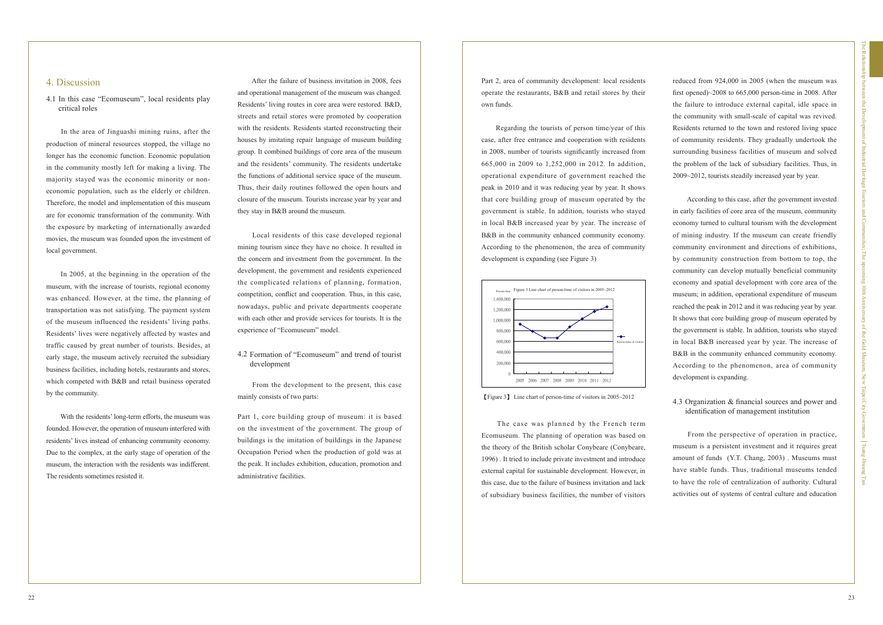## 4. Discussion

### 4.1 In this case "Ecomuseum", local residents play critical roles

In the area of Jinguashi mining ruins, after the production of mineral resources stopped, the village no longer has the economic function. Economic population in the community mostly left for making a living. The majority stayed was the economic minority or non-economic population, such as the elderly or children. Therefore, the model and implementation of this museum are for economic transformation of the community. With the exposure by marketing of internationally awarded movies, the museum was founded upon the investment of local government.

In 2005, at the beginning in the operation of the museum, with the increase of tourists, regional economy was enhanced. However, at the time, the planning of transportation was not satisfying. The payment system of the museum influenced the residents' living paths. Residents' lives were negatively affected by wastes and traffic caused by great number of tourists. Besides, at early stage, the museum actively recruited the subsidiary business facilities, including hotels, restaurants and stores, which competed with B&B and retail business operated by the community.

With the residents' long-term efforts, the museum was founded. However, the operation of museum interfered with residents' lives instead of enhancing community economy. Due to the complex, at the early stage of operation of the museum, the interaction with the residents was indifferent. The residents sometimes resisted it.

After the failure of business invitation in 2008, fees and operational management of the museum was changed. Residents' living routes in core area were restored. B&D, streets and retail stores were promoted by cooperation with the residents. Residents started reconstructing their houses by imitating repair language of museum building group. It combined buildings of core area of the museum and the residents' community. The residents undertake the functions of additional service space of the museum. Thus, their daily routines followed the open hours and closure of the museum. Tourists increase year by year and they stay in B&B around the museum.

Local residents of this case developed regional mining tourism since they have no choice. It resulted in the concern and investment from the government. In the development, the government and residents experienced the complicated relations of planning, formation, competition, conflict and cooperation. Thus, in this case, nowadays, public and private departments cooperate with each other and provide services for tourists. It is the experience of "Ecomuseum" model.

### 4.2 Formation of "Ecomuseum" and trend of tourist development

From the development to the present, this case mainly consists of two parts:

Part 1, core building group of museum: it is based on the investment of the government. The group of buildings is the imitation of buildings in the Japanese Occupation Period when the production of gold was at the peak. It includes exhibition, education, promotion and administrative facilities.

Part 2, area of community development: local residents operate the restaurants, B&B and retail stores by their own funds.

Regarding the tourists of person time/year of this case, after free entrance and cooperation with residents in 2008, number of tourists significantly increased from 665,000 in 2009 to 1,252,000 in 2012. In addition, operational expenditure of government reached the peak in 2010 and it was reducing year by year. It shows that core building group of museum operated by the government is stable. In addition, tourists who stayed in local B&B increased year by year. The increase of B&B in the community enhanced community economy. According to the phenomenon, the area of community development is expanding (see Figure 3)

【Figure 3】 Line chart of person-time of visitors in 2005~2012

The case was planned by the French term Ecomuseum. The planning of operation was based on the theory of the British scholar Conybeare (Conybeare, 1996) . It tried to include private investment and introduce external capital for sustainable development. However, in this case, due to the failure of business invitation and lack of subsidiary business facilities, the number of visitors reduced from 924,000 in 2005 (when the museum was first opened)~2008 to 665,000 person-time in 2008. After the failure to introduce external capital, idle space in the community with small-scale of capital was revived. Residents returned to the town and restored living space of community residents. They gradually undertook the surrounding business facilities of museum and solved the problem of the lack of subsidiary facilities. Thus, in 2009~2012, tourists steadily increased year by year.

According to this case, after the government invested in early facilities of core area of the museum, community economy turned to cultural tourism with the development of mining industry. If the museum can create friendly community environment and directions of exhibitions, by community construction from bottom to top, the community can develop mutually beneficial community economy and spatial development with core area of the museum; in addition, operational expenditure of museum reached the peak in 2012 and it was reducing year by year. It shows that core building group of museum operated by the government is stable. In addition, tourists who stayed in local B&B increased year by year. The increase of B&B in the community enhanced community economy. According to the phenomenon, area of community development is expanding.

### 4.3 Organization & financial sources and power and identification of management institution

From the perspective of operation in practice, museum is a persistent investment and it requires great amount of funds (Y.T. Chang, 2003) . Museums must have stable funds. Thus, traditional museums tended to have the role of centralization of authority. Cultural activities out of systems of central culture and education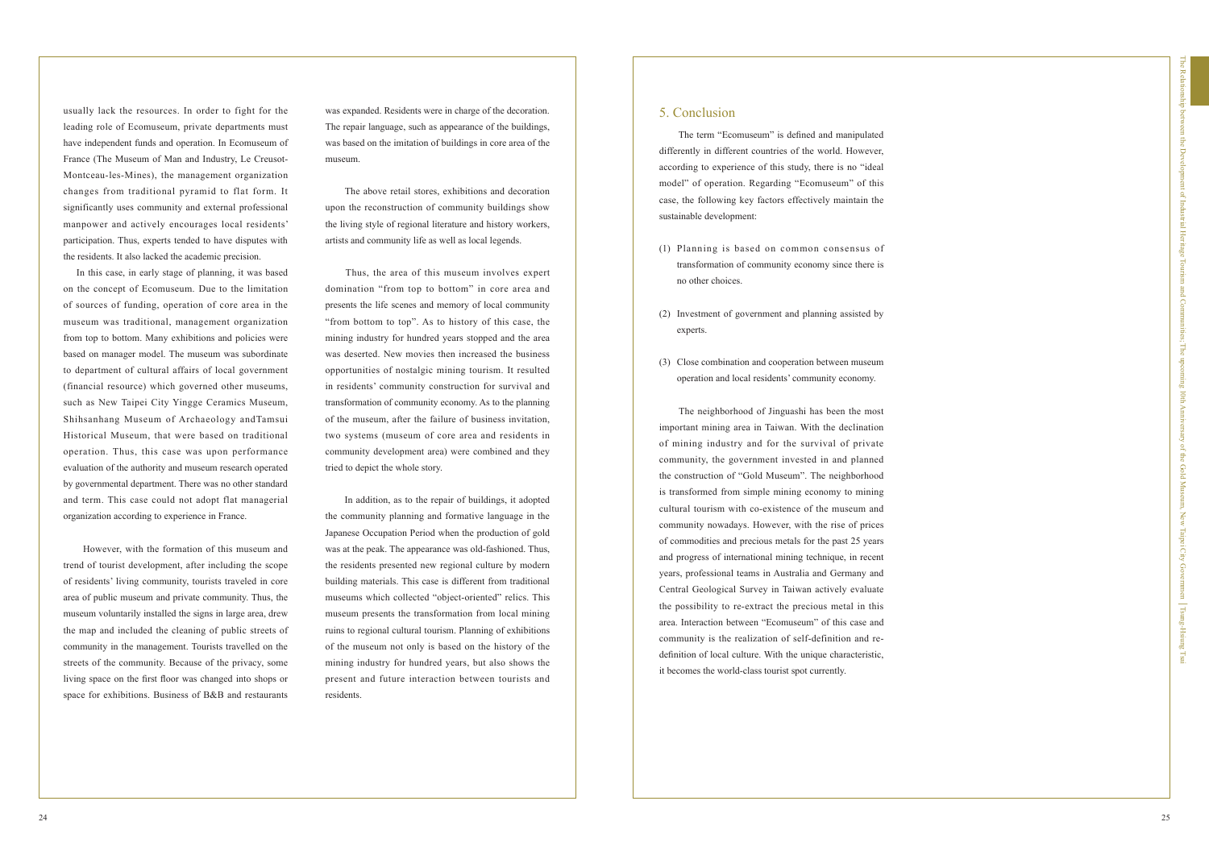usually lack the resources. In order to fight for the leading role of Ecomuseum, private departments must have independent funds and operation. In Ecomuseum of France (The Museum of Man and Industry, Le Creusot-Montceau-les-Mines), the management organization changes from traditional pyramid to flat form. It significantly uses community and external professional manpower and actively encourages local residents' participation. Thus, experts tended to have disputes with the residents. It also lacked the academic precision.

In this case, in early stage of planning, it was based on the concept of Ecomuseum. Due to the limitation of sources of funding, operation of core area in the museum was traditional, management organization from top to bottom. Many exhibitions and policies were based on manager model. The museum was subordinate to department of cultural affairs of local government (financial resource) which governed other museums, such as New Taipei City Yingge Ceramics Museum, Shihsanhang Museum of Archaeology andTamsui Historical Museum, that were based on traditional operation. Thus, this case was upon performance evaluation of the authority and museum research operated by governmental department. There was no other standard and term. This case could not adopt flat managerial organization according to experience in France.

However, with the formation of this museum and trend of tourist development, after including the scope of residents' living community, tourists traveled in core area of public museum and private community. Thus, the museum voluntarily installed the signs in large area, drew the map and included the cleaning of public streets of community in the management. Tourists travelled on the streets of the community. Because of the privacy, some living space on the first floor was changed into shops or space for exhibitions. Business of B&B and restaurants was expanded. Residents were in charge of the decoration. The repair language, such as appearance of the buildings, was based on the imitation of buildings in core area of the museum.

The above retail stores, exhibitions and decoration upon the reconstruction of community buildings show the living style of regional literature and history workers, artists and community life as well as local legends.

Thus, the area of this museum involves expert domination "from top to bottom" in core area and presents the life scenes and memory of local community "from bottom to top". As to history of this case, the mining industry for hundred years stopped and the area was deserted. New movies then increased the business opportunities of nostalgic mining tourism. It resulted in residents' community construction for survival and transformation of community economy. As to the planning of the museum, after the failure of business invitation, two systems (museum of core area and residents in community development area) were combined and they tried to depict the whole story.

In addition, as to the repair of buildings, it adopted the community planning and formative language in the Japanese Occupation Period when the production of gold was at the peak. The appearance was old-fashioned. Thus, the residents presented new regional culture by modern building materials. This case is different from traditional museums which collected "object-oriented" relics. This museum presents the transformation from local mining ruins to regional cultural tourism. Planning of exhibitions of the museum not only is based on the history of the mining industry for hundred years, but also shows the present and future interaction between tourists and residents.

## 5. Conclusion

The term "Ecomuseum" is defined and manipulated differently in different countries of the world. However, according to experience of this study, there is no "ideal model" of operation. Regarding "Ecomuseum" of this case, the following key factors effectively maintain the sustainable development:

(1) Planning is based on common consensus of transformation of community economy since there is no other choices.

(2) Investment of government and planning assisted by experts.

(3) Close combination and cooperation between museum operation and local residents' community economy.

The neighborhood of Jinguashi has been the most important mining area in Taiwan. With the declination of mining industry and for the survival of private community, the government invested in and planned the construction of "Gold Museum". The neighborhood is transformed from simple mining economy to mining cultural tourism with co-existence of the museum and community nowadays. However, with the rise of prices of commodities and precious metals for the past 25 years and progress of international mining technique, in recent years, professional teams in Australia and Germany and Central Geological Survey in Taiwan actively evaluate the possibility to re-extract the precious metal in this area. Interaction between "Ecomuseum" of this case and community is the realization of self-definition and re-definition of local culture. With the unique characteristic, it becomes the world-class tourist spot currently.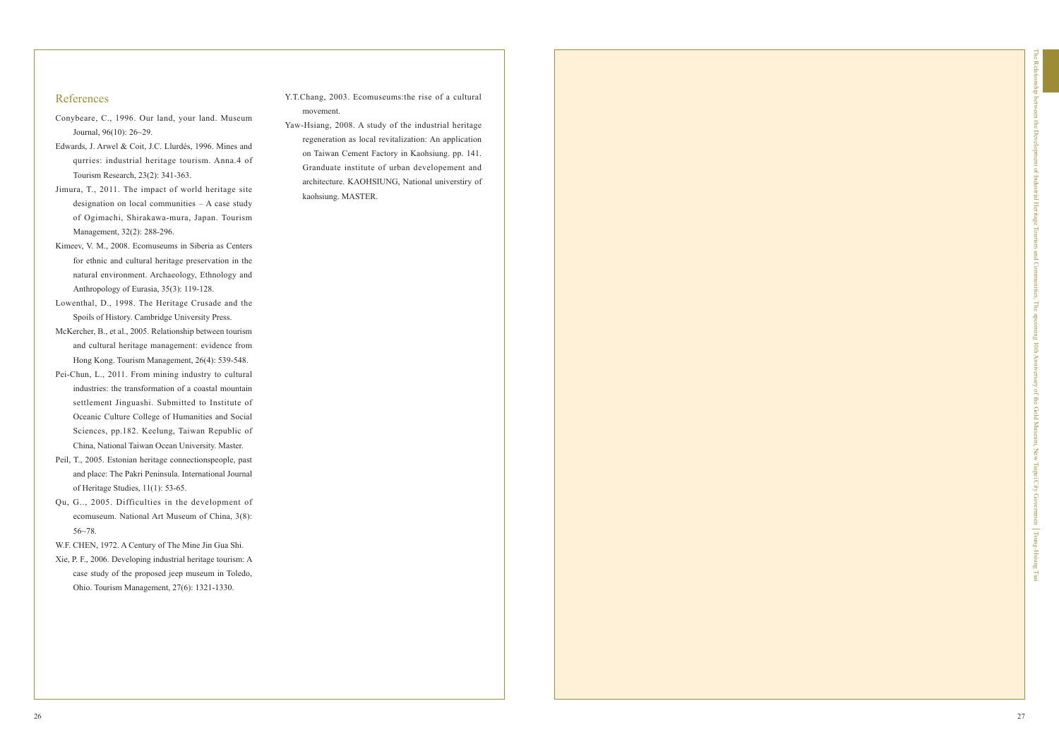## References

Conybeare, C., 1996. Our land, your land. Museum Journal, 96(10): 26~29.

Edwards, J. Arwel & Coit, J.C. Llurdés, 1996. Mines and qurries: industrial heritage tourism. Anna.4 of Tourism Research, 23(2): 341-363.

Jimura, T., 2011. The impact of world heritage site designation on local communities – A case study of Ogimachi, Shirakawa-mura, Japan. Tourism Management, 32(2): 288-296.

Kimeev, V. M., 2008. Ecomuseums in Siberia as Centers for ethnic and cultural heritage preservation in the natural environment. Archaeology, Ethnology and Anthropology of Eurasia, 35(3): 119-128.

Lowenthal, D., 1998. The Heritage Crusade and the Spoils of History. Cambridge University Press.

McKercher, B., et al., 2005. Relationship between tourism and cultural heritage management: evidence from Hong Kong. Tourism Management, 26(4): 539-548.

Pei-Chun, L., 2011. From mining industry to cultural industries: the transformation of a coastal mountain settlement Jinguashi. Submitted to Institute of Oceanic Culture College of Humanities and Social Sciences, pp.182. Keelung, Taiwan Republic of China, National Taiwan Ocean University. Master.

Peil, T., 2005. Estonian heritage connectionspeople, past and place: The Pakri Peninsula. International Journal of Heritage Studies, 11(1): 53-65.

Qu, G.., 2005. Difficulties in the development of ecomuseum. National Art Museum of China, 3(8): 56~78.

W.F. CHEN, 1972. A Century of The Mine Jin Gua Shi.

Xie, P. F., 2006. Developing industrial heritage tourism: A case study of the proposed jeep museum in Toledo, Ohio. Tourism Management, 27(6): 1321-1330.

Y.T.Chang, 2003. Ecomuseums:the rise of a cultural movement.

Yaw-Hsiang, 2008. A study of the industrial heritage regeneration as local revitalization: An application on Taiwan Cement Factory in Kaohsiung. pp. 141. Granduate institute of urban developement and architecture. KAOHSIUNG, National universtiry of kaohsiung. MASTER.